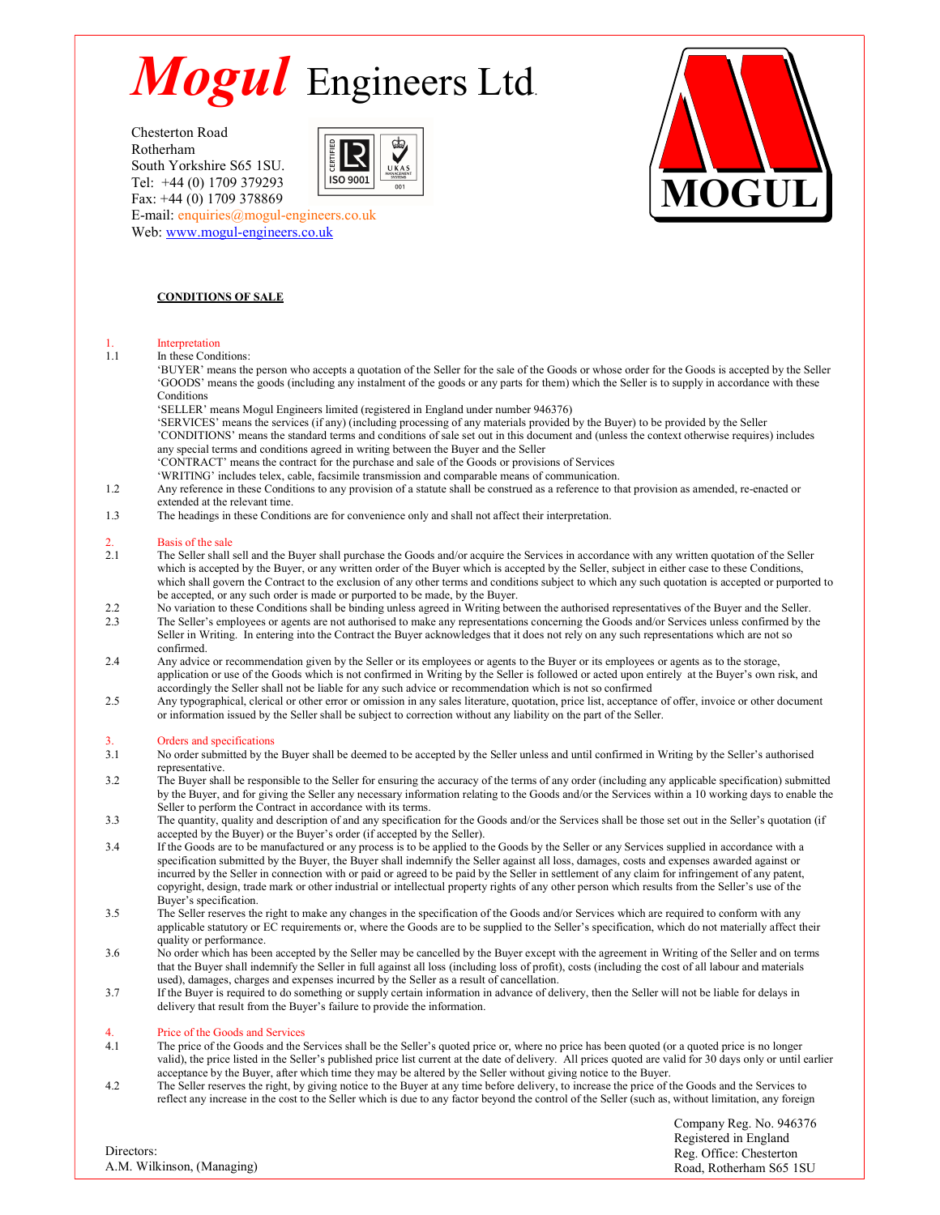# *Mogul* Engineers Ltd.

Chesterton Road
Rotherham
South Yorkshire S65 1SU.
Tel: +44 (0) 1709 379293
Fax: +44 (0) 1709 378869
E-mail: enquiries@mogul-engineers.co.uk
Web: www.mogul-engineers.co.uk

## CONDITIONS OF SALE

### 1. Interpretation

1.1 In these Conditions:

'BUYER' means the person who accepts a quotation of the Seller for the sale of the Goods or whose order for the Goods is accepted by the Seller
'GOODS' means the goods (including any instalment of the goods or any parts for them) which the Seller is to supply in accordance with these Conditions
'SELLER' means Mogul Engineers limited (registered in England under number 946376)
'SERVICES' means the services (if any) (including processing of any materials provided by the Buyer) to be provided by the Seller
'CONDITIONS' means the standard terms and conditions of sale set out in this document and (unless the context otherwise requires) includes any special terms and conditions agreed in writing between the Buyer and the Seller
'CONTRACT' means the contract for the purchase and sale of the Goods or provisions of Services
'WRITING' includes telex, cable, facsimile transmission and comparable means of communication.

1.2 Any reference in these Conditions to any provision of a statute shall be construed as a reference to that provision as amended, re-enacted or extended at the relevant time.

1.3 The headings in these Conditions are for convenience only and shall not affect their interpretation.

### 2. Basis of the sale

2.1 The Seller shall sell and the Buyer shall purchase the Goods and/or acquire the Services in accordance with any written quotation of the Seller which is accepted by the Buyer, or any written order of the Buyer which is accepted by the Seller, subject in either case to these Conditions, which shall govern the Contract to the exclusion of any other terms and conditions subject to which any such quotation is accepted or purported to be accepted, or any such order is made or purported to be made, by the Buyer.

2.2 No variation to these Conditions shall be binding unless agreed in Writing between the authorised representatives of the Buyer and the Seller.

2.3 The Seller's employees or agents are not authorised to make any representations concerning the Goods and/or Services unless confirmed by the Seller in Writing. In entering into the Contract the Buyer acknowledges that it does not rely on any such representations which are not so confirmed.

2.4 Any advice or recommendation given by the Seller or its employees or agents to the Buyer or its employees or agents as to the storage, application or use of the Goods which is not confirmed in Writing by the Seller is followed or acted upon entirely at the Buyer's own risk, and accordingly the Seller shall not be liable for any such advice or recommendation which is not so confirmed

2.5 Any typographical, clerical or other error or omission in any sales literature, quotation, price list, acceptance of offer, invoice or other document or information issued by the Seller shall be subject to correction without any liability on the part of the Seller.

### 3. Orders and specifications

3.1 No order submitted by the Buyer shall be deemed to be accepted by the Seller unless and until confirmed in Writing by the Seller's authorised representative.

3.2 The Buyer shall be responsible to the Seller for ensuring the accuracy of the terms of any order (including any applicable specification) submitted by the Buyer, and for giving the Seller any necessary information relating to the Goods and/or the Services within a 10 working days to enable the Seller to perform the Contract in accordance with its terms.

3.3 The quantity, quality and description of and any specification for the Goods and/or the Services shall be those set out in the Seller's quotation (if accepted by the Buyer) or the Buyer's order (if accepted by the Seller).

3.4 If the Goods are to be manufactured or any process is to be applied to the Goods by the Seller or any Services supplied in accordance with a specification submitted by the Buyer, the Buyer shall indemnify the Seller against all loss, damages, costs and expenses awarded against or incurred by the Seller in connection with or paid or agreed to be paid by the Seller in settlement of any claim for infringement of any patent, copyright, design, trade mark or other industrial or intellectual property rights of any other person which results from the Seller's use of the Buyer's specification.

3.5 The Seller reserves the right to make any changes in the specification of the Goods and/or Services which are required to conform with any applicable statutory or EC requirements or, where the Goods are to be supplied to the Seller's specification, which do not materially affect their quality or performance.

3.6 No order which has been accepted by the Seller may be cancelled by the Buyer except with the agreement in Writing of the Seller and on terms that the Buyer shall indemnify the Seller in full against all loss (including loss of profit), costs (including the cost of all labour and materials used), damages, charges and expenses incurred by the Seller as a result of cancellation.

3.7 If the Buyer is required to do something or supply certain information in advance of delivery, then the Seller will not be liable for delays in delivery that result from the Buyer's failure to provide the information.

### 4. Price of the Goods and Services

4.1 The price of the Goods and the Services shall be the Seller's quoted price or, where no price has been quoted (or a quoted price is no longer valid), the price listed in the Seller's published price list current at the date of delivery. All prices quoted are valid for 30 days only or until earlier acceptance by the Buyer, after which time they may be altered by the Seller without giving notice to the Buyer.

4.2 The Seller reserves the right, by giving notice to the Buyer at any time before delivery, to increase the price of the Goods and the Services to reflect any increase in the cost to the Seller which is due to any factor beyond the control of the Seller (such as, without limitation, any foreign

Directors:
A.M. Wilkinson, (Managing)

Company Reg. No. 946376
Registered in England
Reg. Office: Chesterton Road, Rotherham S65 1SU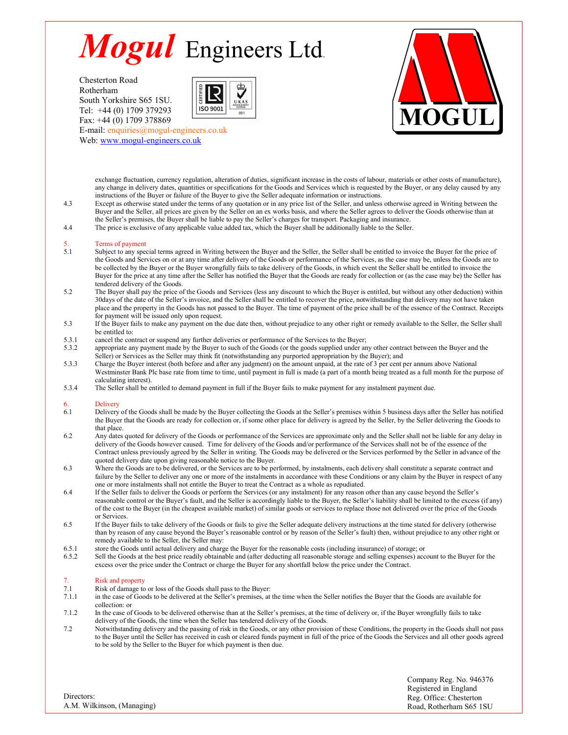exchange fluctuation, currency regulation, alteration of duties, significant increase in the costs of labour, materials or other costs of manufacture), any change in delivery dates, quantities or specifications for the Goods and Services which is requested by the Buyer, or any delay caused by any instructions of the Buyer or failure of the Buyer to give the Seller adequate information or instructions.

4.3 Except as otherwise stated under the terms of any quotation or in any price list of the Seller, and unless otherwise agreed in Writing between the Buyer and the Seller, all prices are given by the Seller on an ex works basis, and where the Seller agrees to deliver the Goods otherwise than at the Seller's premises, the Buyer shall be liable to pay the Seller's charges for transport. Packaging and insurance.

4.4 The price is exclusive of any applicable value added tax, which the Buyer shall be additionally liable to the Seller.

## 5. Terms of payment

5.1 Subject to any special terms agreed in Writing between the Buyer and the Seller, the Seller shall be entitled to invoice the Buyer for the price of the Goods and Services on or at any time after delivery of the Goods or performance of the Services, as the case may be, unless the Goods are to be collected by the Buyer or the Buyer wrongfully fails to take delivery of the Goods, in which event the Seller shall be entitled to invoice the Buyer for the price at any time after the Seller has notified the Buyer that the Goods are ready for collection or (as the case may be) the Seller has tendered delivery of the Goods.

5.2 The Buyer shall pay the price of the Goods and Services (less any discount to which the Buyer is entitled, but without any other deduction) within 30days of the date of the Seller's invoice, and the Seller shall be entitled to recover the price, notwithstanding that delivery may not have taken place and the property in the Goods has not passed to the Buyer. The time of payment of the price shall be of the essence of the Contract. Receipts for payment will be issued only upon request.

5.3 If the Buyer fails to make any payment on the due date then, without prejudice to any other right or remedy available to the Seller, the Seller shall be entitled to:

5.3.1 cancel the contract or suspend any further deliveries or performance of the Services to the Buyer;

5.3.2 appropriate any payment made by the Buyer to such of the Goods (or the goods supplied under any other contract between the Buyer and the Seller) or Services as the Seller may think fit (notwithstanding any purported appropriation by the Buyer); and

5.3.3 Charge the Buyer interest (both before and after any judgment) on the amount unpaid, at the rate of 3 per cent per annum above National Westminster Bank Plc base rate from time to time, until payment in full is made (a part of a month being treated as a full month for the purpose of calculating interest).

5.3.4 The Seller shall be entitled to demand payment in full if the Buyer fails to make payment for any instalment payment due.

## 6. Delivery

6.1 Delivery of the Goods shall be made by the Buyer collecting the Goods at the Seller's premises within 5 business days after the Seller has notified the Buyer that the Goods are ready for collection or, if some other place for delivery is agreed by the Seller, by the Seller delivering the Goods to that place.

6.2 Any dates quoted for delivery of the Goods or performance of the Services are approximate only and the Seller shall not be liable for any delay in delivery of the Goods however caused. Time for delivery of the Goods and/or performance of the Services shall not be of the essence of the Contract unless previously agreed by the Seller in writing. The Goods may be delivered or the Services performed by the Seller in advance of the quoted delivery date upon giving reasonable notice to the Buyer.

6.3 Where the Goods are to be delivered, or the Services are to be performed, by instalments, each delivery shall constitute a separate contract and failure by the Seller to deliver any one or more of the instalments in accordance with these Conditions or any claim by the Buyer in respect of any one or more instalments shall not entitle the Buyer to treat the Contract as a whole as repudiated.

6.4 If the Seller fails to deliver the Goods or perform the Services (or any instalment) for any reason other than any cause beyond the Seller's reasonable control or the Buyer's fault, and the Seller is accordingly liable to the Buyer, the Seller's liability shall be limited to the excess (if any) of the cost to the Buyer (in the cheapest available market) of similar goods or services to replace those not delivered over the price of the Goods or Services.

6.5 If the Buyer fails to take delivery of the Goods or fails to give the Seller adequate delivery instructions at the time stated for delivery (otherwise than by reason of any cause beyond the Buyer's reasonable control or by reason of the Seller's fault) then, without prejudice to any other right or remedy available to the Seller, the Seller may:

6.5.1 store the Goods until actual delivery and charge the Buyer for the reasonable costs (including insurance) of storage; or

6.5.2 Sell the Goods at the best price readily obtainable and (after deducting all reasonable storage and selling expenses) account to the Buyer for the excess over the price under the Contract or charge the Buyer for any shortfall below the price under the Contract.

## 7. Risk and property

7.1 Risk of damage to or loss of the Goods shall pass to the Buyer:

7.1.1 in the case of Goods to be delivered at the Seller's premises, at the time when the Seller notifies the Buyer that the Goods are available for collection: or

7.1.2 In the case of Goods to be delivered otherwise than at the Seller's premises, at the time of delivery or, if the Buyer wrongfully fails to take delivery of the Goods, the time when the Seller has tendered delivery of the Goods.

7.2 Notwithstanding delivery and the passing of risk in the Goods, or any other provision of these Conditions, the property in the Goods shall not pass to the Buyer until the Seller has received in cash or cleared funds payment in full of the price of the Goods the Services and all other goods agreed to be sold by the Seller to the Buyer for which payment is then due.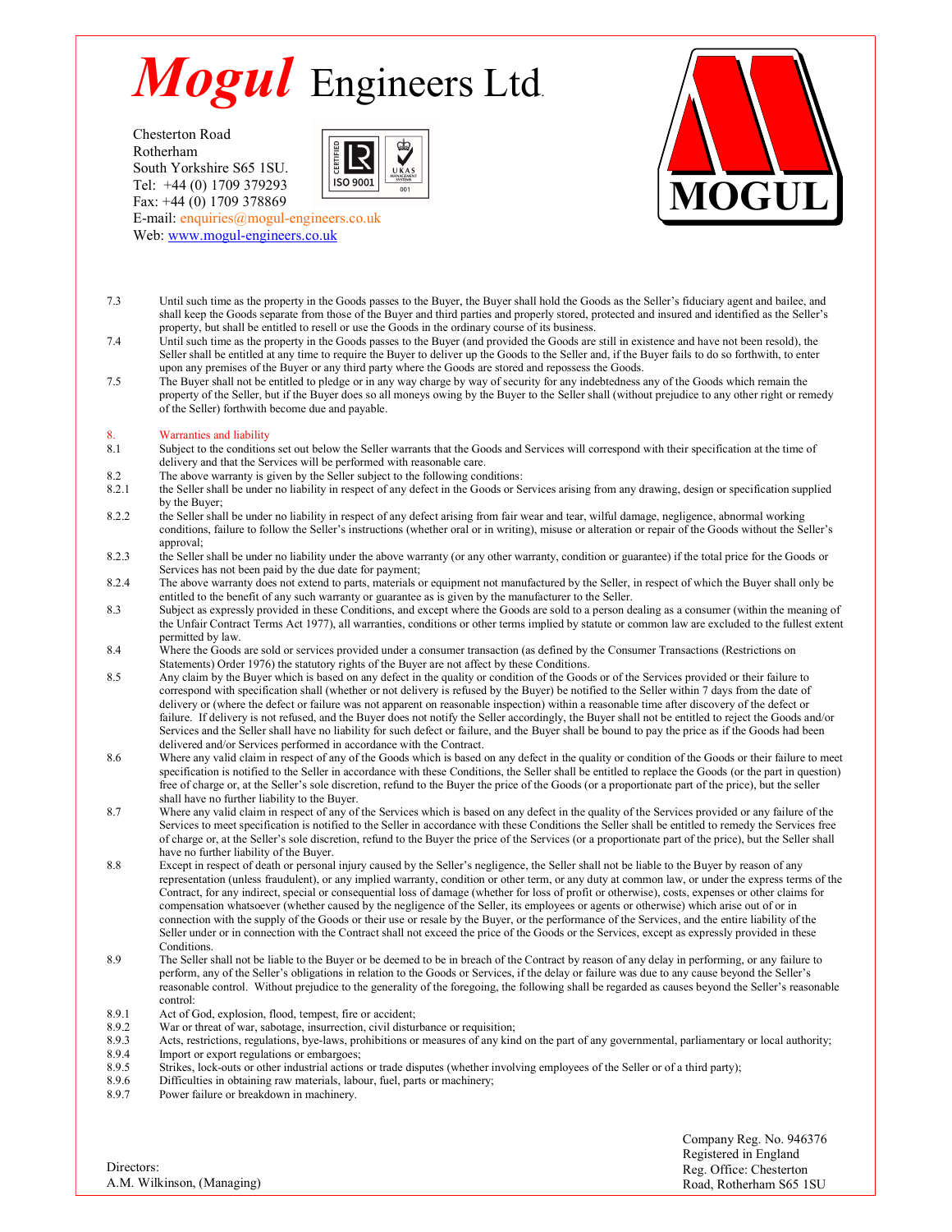7.3 Until such time as the property in the Goods passes to the Buyer, the Buyer shall hold the Goods as the Seller's fiduciary agent and bailee, and shall keep the Goods separate from those of the Buyer and third parties and properly stored, protected and insured and identified as the Seller's property, but shall be entitled to resell or use the Goods in the ordinary course of its business.

7.4 Until such time as the property in the Goods passes to the Buyer (and provided the Goods are still in existence and have not been resold), the Seller shall be entitled at any time to require the Buyer to deliver up the Goods to the Seller and, if the Buyer fails to do so forthwith, to enter upon any premises of the Buyer or any third party where the Goods are stored and repossess the Goods.

7.5 The Buyer shall not be entitled to pledge or in any way charge by way of security for any indebtedness any of the Goods which remain the property of the Seller, but if the Buyer does so all moneys owing by the Buyer to the Seller shall (without prejudice to any other right or remedy of the Seller) forthwith become due and payable.

## 8. Warranties and liability

8.1 Subject to the conditions set out below the Seller warrants that the Goods and Services will correspond with their specification at the time of delivery and that the Services will be performed with reasonable care.

8.2 The above warranty is given by the Seller subject to the following conditions:

8.2.1 the Seller shall be under no liability in respect of any defect in the Goods or Services arising from any drawing, design or specification supplied by the Buyer;

8.2.2 the Seller shall be under no liability in respect of any defect arising from fair wear and tear, wilful damage, negligence, abnormal working conditions, failure to follow the Seller's instructions (whether oral or in writing), misuse or alteration or repair of the Goods without the Seller's approval;

8.2.3 the Seller shall be under no liability under the above warranty (or any other warranty, condition or guarantee) if the total price for the Goods or Services has not been paid by the due date for payment;

8.2.4 The above warranty does not extend to parts, materials or equipment not manufactured by the Seller, in respect of which the Buyer shall only be entitled to the benefit of any such warranty or guarantee as is given by the manufacturer to the Seller.

8.3 Subject as expressly provided in these Conditions, and except where the Goods are sold to a person dealing as a consumer (within the meaning of the Unfair Contract Terms Act 1977), all warranties, conditions or other terms implied by statute or common law are excluded to the fullest extent permitted by law.

8.4 Where the Goods are sold or services provided under a consumer transaction (as defined by the Consumer Transactions (Restrictions on Statements) Order 1976) the statutory rights of the Buyer are not affect by these Conditions.

8.5 Any claim by the Buyer which is based on any defect in the quality or condition of the Goods or of the Services provided or their failure to correspond with specification shall (whether or not delivery is refused by the Buyer) be notified to the Seller within 7 days from the date of delivery or (where the defect or failure was not apparent on reasonable inspection) within a reasonable time after discovery of the defect or failure. If delivery is not refused, and the Buyer does not notify the Seller accordingly, the Buyer shall not be entitled to reject the Goods and/or Services and the Seller shall have no liability for such defect or failure, and the Buyer shall be bound to pay the price as if the Goods had been delivered and/or Services performed in accordance with the Contract.

8.6 Where any valid claim in respect of any of the Goods which is based on any defect in the quality or condition of the Goods or their failure to meet specification is notified to the Seller in accordance with these Conditions, the Seller shall be entitled to replace the Goods (or the part in question) free of charge or, at the Seller's sole discretion, refund to the Buyer the price of the Goods (or a proportionate part of the price), but the seller shall have no further liability to the Buyer.

8.7 Where any valid claim in respect of any of the Services which is based on any defect in the quality of the Services provided or any failure of the Services to meet specification is notified to the Seller in accordance with these Conditions the Seller shall be entitled to remedy the Services free of charge or, at the Seller's sole discretion, refund to the Buyer the price of the Services (or a proportionate part of the price), but the Seller shall have no further liability of the Buyer.

8.8 Except in respect of death or personal injury caused by the Seller's negligence, the Seller shall not be liable to the Buyer by reason of any representation (unless fraudulent), or any implied warranty, condition or other term, or any duty at common law, or under the express terms of the Contract, for any indirect, special or consequential loss of damage (whether for loss of profit or otherwise), costs, expenses or other claims for compensation whatsoever (whether caused by the negligence of the Seller, its employees or agents or otherwise) which arise out of or in connection with the supply of the Goods or their use or resale by the Buyer, or the performance of the Services, and the entire liability of the Seller under or in connection with the Contract shall not exceed the price of the Goods or the Services, except as expressly provided in these Conditions.

8.9 The Seller shall not be liable to the Buyer or be deemed to be in breach of the Contract by reason of any delay in performing, or any failure to perform, any of the Seller's obligations in relation to the Goods or Services, if the delay or failure was due to any cause beyond the Seller's reasonable control. Without prejudice to the generality of the foregoing, the following shall be regarded as causes beyond the Seller's reasonable control:

8.9.1 Act of God, explosion, flood, tempest, fire or accident;

8.9.2 War or threat of war, sabotage, insurrection, civil disturbance or requisition;

8.9.3 Acts, restrictions, regulations, bye-laws, prohibitions or measures of any kind on the part of any governmental, parliamentary or local authority;

8.9.4 Import or export regulations or embargoes;

8.9.5 Strikes, lock-outs or other industrial actions or trade disputes (whether involving employees of the Seller or of a third party);

8.9.6 Difficulties in obtaining raw materials, labour, fuel, parts or machinery;

8.9.7 Power failure or breakdown in machinery.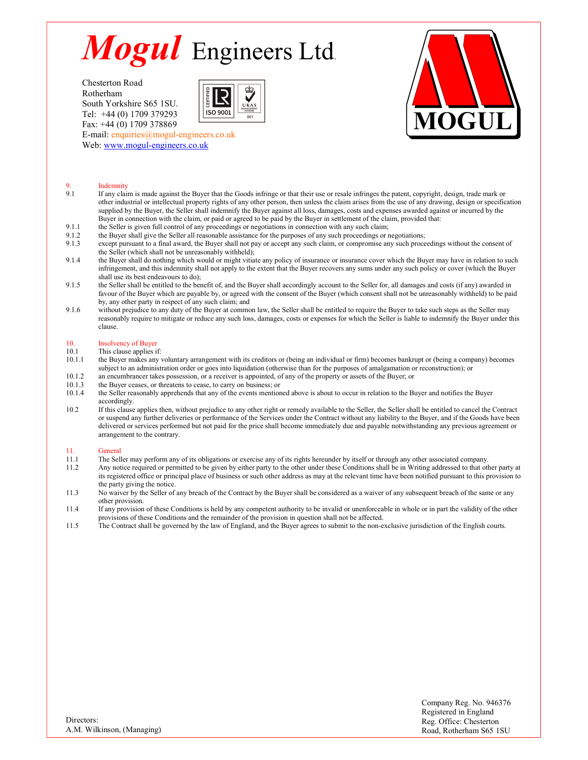# *Mogul* Engineers Ltd.

Chesterton Road
Rotherham
South Yorkshire S65 1SU.
Tel: +44 (0) 1709 379293
Fax: +44 (0) 1709 378869
E-mail: enquiries@mogul-engineers.co.uk
Web: www.mogul-engineers.co.uk

## 9. Indemnity

9.1 If any claim is made against the Buyer that the Goods infringe or that their use or resale infringes the patent, copyright, design, trade mark or other industrial or intellectual property rights of any other person, then unless the claim arises from the use of any drawing, design or specification supplied by the Buyer, the Seller shall indemnify the Buyer against all loss, damages, costs and expenses awarded against or incurred by the Buyer in connection with the claim, or paid or agreed to be paid by the Buyer in settlement of the claim, provided that:

9.1.1 the Seller is given full control of any proceedings or negotiations in connection with any such claim;

9.1.2 the Buyer shall give the Seller all reasonable assistance for the purposes of any such proceedings or negotiations;

9.1.3 except pursuant to a final award, the Buyer shall not pay or accept any such claim, or compromise any such proceedings without the consent of the Seller (which shall not be unreasonably withheld);

9.1.4 the Buyer shall do nothing which would or might vitiate any policy of insurance or insurance cover which the Buyer may have in relation to such infringement, and this indemnity shall not apply to the extent that the Buyer recovers any sums under any such policy or cover (which the Buyer shall use its best endeavours to do);

9.1.5 the Seller shall be entitled to the benefit of, and the Buyer shall accordingly account to the Seller for, all damages and costs (if any) awarded in favour of the Buyer which are payable by, or agreed with the consent of the Buyer (which consent shall not be unreasonably withheld) to be paid by, any other party in respect of any such claim; and

9.1.6 without prejudice to any duty of the Buyer at common law, the Seller shall be entitled to require the Buyer to take such steps as the Seller may reasonably require to mitigate or reduce any such loss, damages, costs or expenses for which the Seller is liable to indemnify the Buyer under this clause.

## 10. Insolvency of Buyer

10.1 This clause applies if:

10.1.1 the Buyer makes any voluntary arrangement with its creditors or (being an individual or firm) becomes bankrupt or (being a company) becomes subject to an administration order or goes into liquidation (otherwise than for the purposes of amalgamation or reconstruction); or

10.1.2 an encumbrancer takes possession, or a receiver is appointed, of any of the property or assets of the Buyer; or

10.1.3 the Buyer ceases, or threatens to cease, to carry on business; or

10.1.4 the Seller reasonably apprehends that any of the events mentioned above is about to occur in relation to the Buyer and notifies the Buyer accordingly.

10.2 If this clause applies then, without prejudice to any other right or remedy available to the Seller, the Seller shall be entitled to cancel the Contract or suspend any further deliveries or performance of the Services under the Contract without any liability to the Buyer, and if the Goods have been delivered or services performed but not paid for the price shall become immediately due and payable notwithstanding any previous agreement or arrangement to the contrary.

## 11. General

11.1 The Seller may perform any of its obligations or exercise any of its rights hereunder by itself or through any other associated company.

11.2 Any notice required or permitted to be given by either party to the other under these Conditions shall be in Writing addressed to that other party at its registered office or principal place of business or such other address as may at the relevant time have been notified pursuant to this provision to the party giving the notice.

11.3 No waiver by the Seller of any breach of the Contract by the Buyer shall be considered as a waiver of any subsequent breach of the same or any other provision.

11.4 If any provision of these Conditions is held by any competent authority to be invalid or unenforceable in whole or in part the validity of the other provisions of these Conditions and the remainder of the provision in question shall not be affected.

11.5 The Contract shall be governed by the law of England, and the Buyer agrees to submit to the non-exclusive jurisdiction of the English courts.

Directors:
A.M. Wilkinson, (Managing)

Company Reg. No. 946376
Registered in England
Reg. Office: Chesterton Road, Rotherham S65 1SU